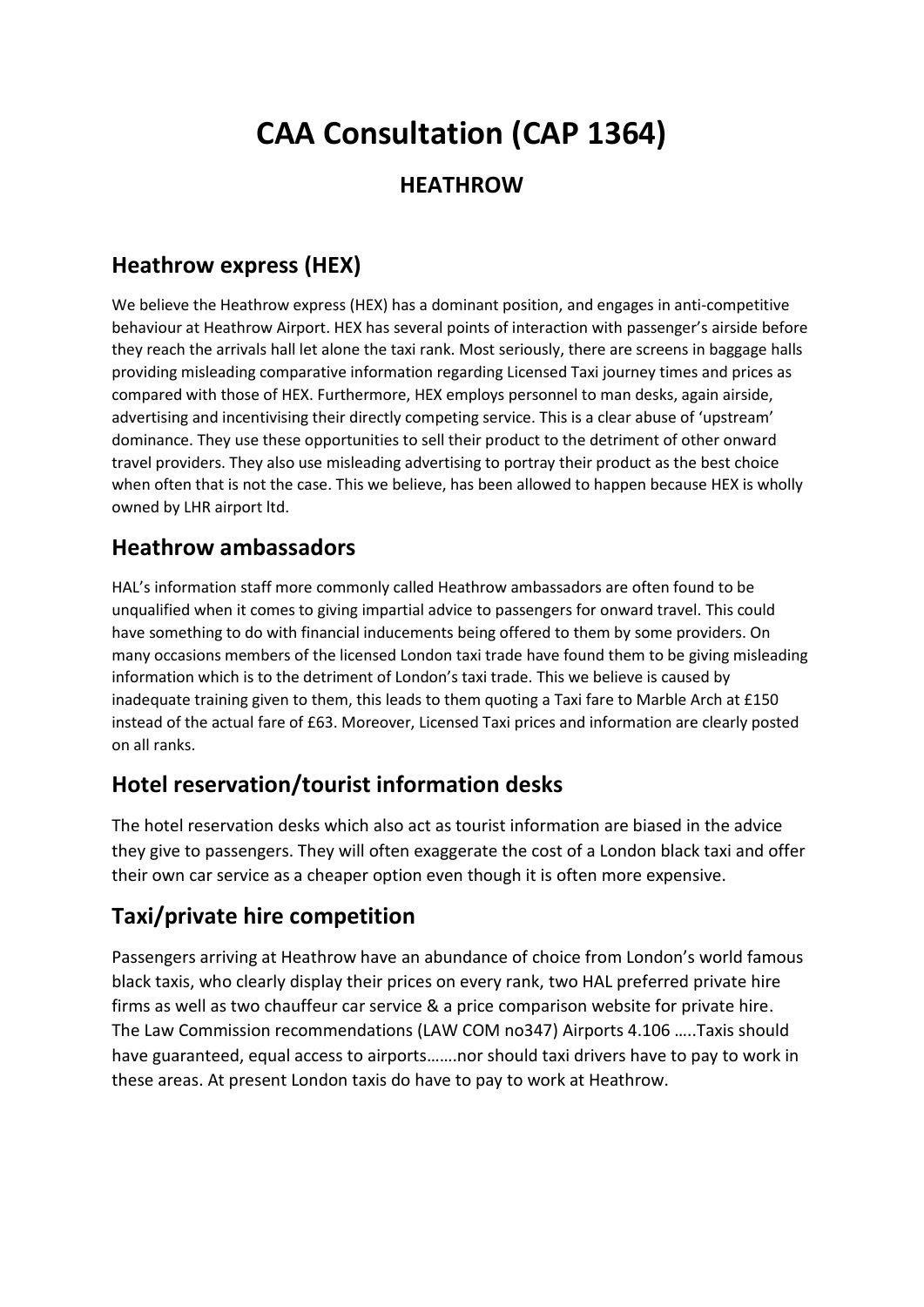# CAA Consultation (CAP 1364)

### HEATHROW

## Heathrow express (HEX)

We believe the Heathrow express (HEX) has a dominant position, and engages in anti-competitive behaviour at Heathrow Airport. HEX has several points of interaction with passenger's airside before they reach the arrivals hall let alone the taxi rank. Most seriously, there are screens in baggage halls providing misleading comparative information regarding Licensed Taxi journey times and prices as compared with those of HEX. Furthermore, HEX employs personnel to man desks, again airside, advertising and incentivising their directly competing service. This is a clear abuse of 'upstream' dominance. They use these opportunities to sell their product to the detriment of other onward travel providers. They also use misleading advertising to portray their product as the best choice when often that is not the case. This we believe, has been allowed to happen because HEX is wholly owned by LHR airport ltd.

## Heathrow ambassadors

HAL's information staff more commonly called Heathrow ambassadors are often found to be unqualified when it comes to giving impartial advice to passengers for onward travel. This could have something to do with financial inducements being offered to them by some providers. On many occasions members of the licensed London taxi trade have found them to be giving misleading information which is to the detriment of London's taxi trade. This we believe is caused by inadequate training given to them, this leads to them quoting a Taxi fare to Marble Arch at £150 instead of the actual fare of £63. Moreover, Licensed Taxi prices and information are clearly posted on all ranks.

## Hotel reservation/tourist information desks

The hotel reservation desks which also act as tourist information are biased in the advice they give to passengers. They will often exaggerate the cost of a London black taxi and offer their own car service as a cheaper option even though it is often more expensive.

## Taxi/private hire competition

Passengers arriving at Heathrow have an abundance of choice from London's world famous black taxis, who clearly display their prices on every rank, two HAL preferred private hire firms as well as two chauffeur car service & a price comparison website for private hire. The Law Commission recommendations (LAW COM no347) Airports 4.106 …..Taxis should have guaranteed, equal access to airports…….nor should taxi drivers have to pay to work in these areas. At present London taxis do have to pay to work at Heathrow.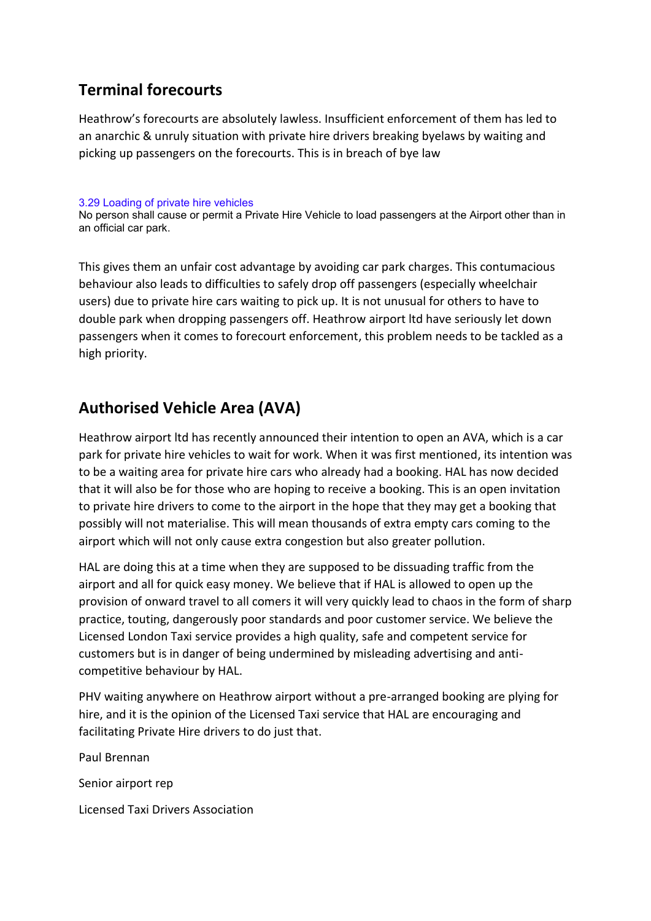## Terminal forecourts

Heathrow's forecourts are absolutely lawless. Insufficient enforcement of them has led to an anarchic & unruly situation with private hire drivers breaking byelaws by waiting and picking up passengers on the forecourts. This is in breach of bye law

3.29 Loading of private hire vehicles

No person shall cause or permit a Private Hire Vehicle to load passengers at the Airport other than in an official car park.

This gives them an unfair cost advantage by avoiding car park charges. This contumacious behaviour also leads to difficulties to safely drop off passengers (especially wheelchair users) due to private hire cars waiting to pick up. It is not unusual for others to have to double park when dropping passengers off. Heathrow airport ltd have seriously let down passengers when it comes to forecourt enforcement, this problem needs to be tackled as a high priority.

## Authorised Vehicle Area (AVA)

Heathrow airport ltd has recently announced their intention to open an AVA, which is a car park for private hire vehicles to wait for work. When it was first mentioned, its intention was to be a waiting area for private hire cars who already had a booking. HAL has now decided that it will also be for those who are hoping to receive a booking. This is an open invitation to private hire drivers to come to the airport in the hope that they may get a booking that possibly will not materialise. This will mean thousands of extra empty cars coming to the airport which will not only cause extra congestion but also greater pollution.

HAL are doing this at a time when they are supposed to be dissuading traffic from the airport and all for quick easy money. We believe that if HAL is allowed to open up the provision of onward travel to all comers it will very quickly lead to chaos in the form of sharp practice, touting, dangerously poor standards and poor customer service. We believe the Licensed London Taxi service provides a high quality, safe and competent service for customers but is in danger of being undermined by misleading advertising and anti-competitive behaviour by HAL.

PHV waiting anywhere on Heathrow airport without a pre-arranged booking are plying for hire, and it is the opinion of the Licensed Taxi service that HAL are encouraging and facilitating Private Hire drivers to do just that.

Paul Brennan

Senior airport rep

Licensed Taxi Drivers Association